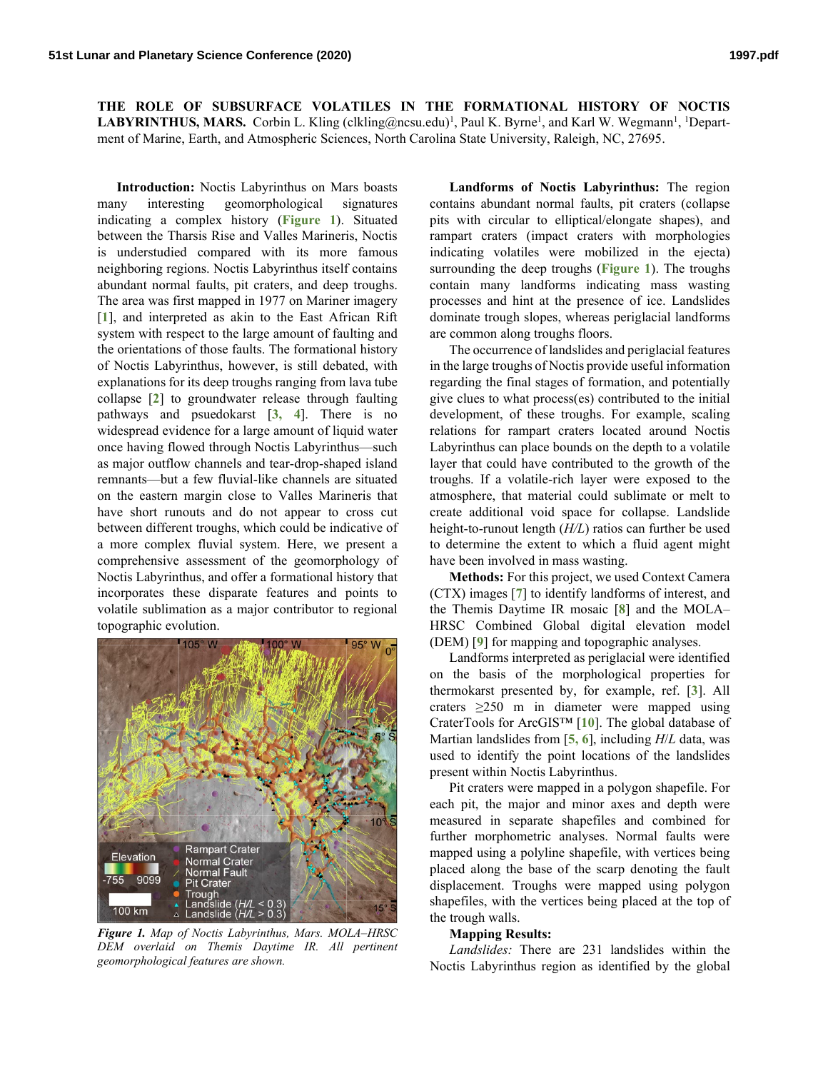**THE ROLE OF SUBSURFACE VOLATILES IN THE FORMATIONAL HISTORY OF NOCTIS LABYRINTHUS, MARS.** Corbin L. Kling (clkling@ncsu.edu)[1], Paul K. Byrne[1], and Karl W. Wegmann[1], [1]Department of Marine, Earth, and Atmospheric Sciences, North Carolina State University, Raleigh, NC, 27695.

**Introduction:** Noctis Labyrinthus on Mars boasts many interesting geomorphological signatures indicating a complex history (**Figure 1**). Situated between the Tharsis Rise and Valles Marineris, Noctis is understudied compared with its more famous neighboring regions. Noctis Labyrinthus itself contains abundant normal faults, pit craters, and deep troughs. The area was first mapped in 1977 on Mariner imagery [**1**], and interpreted as akin to the East African Rift system with respect to the large amount of faulting and the orientations of those faults. The formational history of Noctis Labyrinthus, however, is still debated, with explanations for its deep troughs ranging from lava tube collapse [**2**] to groundwater release through faulting pathways and psuedokarst [**3, 4**]. There is no widespread evidence for a large amount of liquid water once having flowed through Noctis Labyrinthus—such as major outflow channels and tear-drop-shaped island remnants—but a few fluvial-like channels are situated on the eastern margin close to Valles Marineris that have short runouts and do not appear to cross cut between different troughs, which could be indicative of a more complex fluvial system. Here, we present a comprehensive assessment of the geomorphology of Noctis Labyrinthus, and offer a formational history that incorporates these disparate features and points to volatile sublimation as a major contributor to regional topographic evolution.

*Figure 1. Map of Noctis Labyrinthus, Mars. MOLA–HRSC DEM overlaid on Themis Daytime IR. All pertinent geomorphological features are shown.*

**Landforms of Noctis Labyrinthus:** The region contains abundant normal faults, pit craters (collapse pits with circular to elliptical/elongate shapes), and rampart craters (impact craters with morphologies indicating volatiles were mobilized in the ejecta) surrounding the deep troughs (**Figure 1**). The troughs contain many landforms indicating mass wasting processes and hint at the presence of ice. Landslides dominate trough slopes, whereas periglacial landforms are common along troughs floors.

The occurrence of landslides and periglacial features in the large troughs of Noctis provide useful information regarding the final stages of formation, and potentially give clues to what process(es) contributed to the initial development, of these troughs. For example, scaling relations for rampart craters located around Noctis Labyrinthus can place bounds on the depth to a volatile layer that could have contributed to the growth of the troughs. If a volatile-rich layer were exposed to the atmosphere, that material could sublimate or melt to create additional void space for collapse. Landslide height-to-runout length ($H/L$) ratios can further be used to determine the extent to which a fluid agent might have been involved in mass wasting.

**Methods:** For this project, we used Context Camera (CTX) images [**7**] to identify landforms of interest, and the Themis Daytime IR mosaic [**8**] and the MOLA–HRSC Combined Global digital elevation model (DEM) [**9**] for mapping and topographic analyses.

Landforms interpreted as periglacial were identified on the basis of the morphological properties for thermokarst presented by, for example, ref. [**3**]. All craters ≥250 m in diameter were mapped using CraterTools for ArcGIS™ [**10**]. The global database of Martian landslides from [**5, 6**], including $H/L$ data, was used to identify the point locations of the landslides present within Noctis Labyrinthus.

Pit craters were mapped in a polygon shapefile. For each pit, the major and minor axes and depth were measured in separate shapefiles and combined for further morphometric analyses. Normal faults were mapped using a polyline shapefile, with vertices being placed along the base of the scarp denoting the fault displacement. Troughs were mapped using polygon shapefiles, with the vertices being placed at the top of the trough walls.

**Mapping Results:**

*Landslides:* There are 231 landslides within the Noctis Labyrinthus region as identified by the global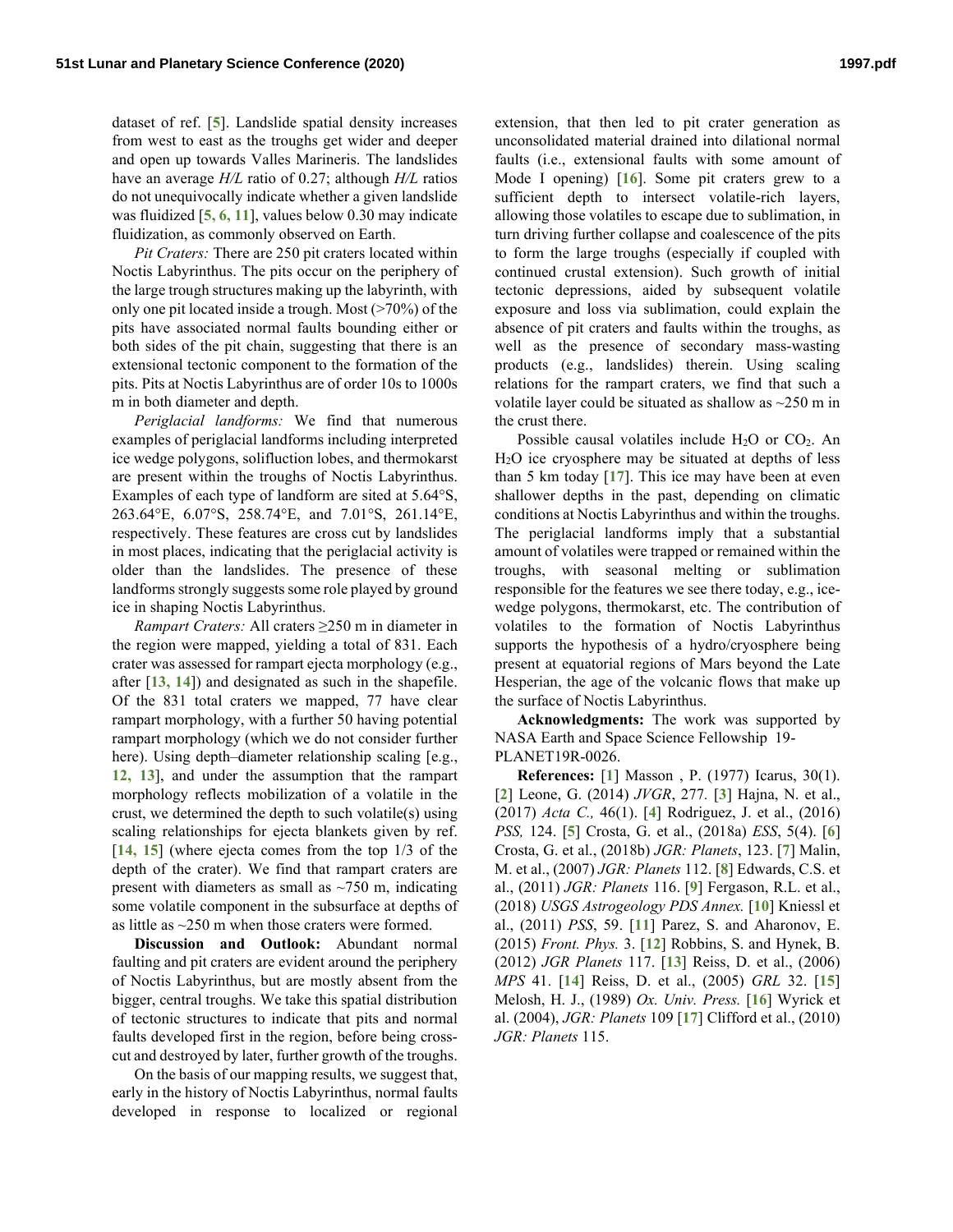dataset of ref. [5]. Landslide spatial density increases from west to east as the troughs get wider and deeper and open up towards Valles Marineris. The landslides have an average *H/L* ratio of 0.27; although *H/L* ratios do not unequivocally indicate whether a given landslide was fluidized [5, 6, 11], values below 0.30 may indicate fluidization, as commonly observed on Earth.

*Pit Craters:* There are 250 pit craters located within Noctis Labyrinthus. The pits occur on the periphery of the large trough structures making up the labyrinth, with only one pit located inside a trough. Most (>70%) of the pits have associated normal faults bounding either or both sides of the pit chain, suggesting that there is an extensional tectonic component to the formation of the pits. Pits at Noctis Labyrinthus are of order 10s to 1000s m in both diameter and depth.

*Periglacial landforms:* We find that numerous examples of periglacial landforms including interpreted ice wedge polygons, solifluction lobes, and thermokarst are present within the troughs of Noctis Labyrinthus. Examples of each type of landform are sited at 5.64°S, 263.64°E, 6.07°S, 258.74°E, and 7.01°S, 261.14°E, respectively. These features are cross cut by landslides in most places, indicating that the periglacial activity is older than the landslides. The presence of these landforms strongly suggests some role played by ground ice in shaping Noctis Labyrinthus.

*Rampart Craters:* All craters ≥250 m in diameter in the region were mapped, yielding a total of 831. Each crater was assessed for rampart ejecta morphology (e.g., after [13, 14]) and designated as such in the shapefile. Of the 831 total craters we mapped, 77 have clear rampart morphology, with a further 50 having potential rampart morphology (which we do not consider further here). Using depth–diameter relationship scaling [e.g., 12, 13], and under the assumption that the rampart morphology reflects mobilization of a volatile in the crust, we determined the depth to such volatile(s) using scaling relationships for ejecta blankets given by ref. [14, 15] (where ejecta comes from the top 1/3 of the depth of the crater). We find that rampart craters are present with diameters as small as ~750 m, indicating some volatile component in the subsurface at depths of as little as ~250 m when those craters were formed.

**Discussion and Outlook:** Abundant normal faulting and pit craters are evident around the periphery of Noctis Labyrinthus, but are mostly absent from the bigger, central troughs. We take this spatial distribution of tectonic structures to indicate that pits and normal faults developed first in the region, before being cross-cut and destroyed by later, further growth of the troughs.

On the basis of our mapping results, we suggest that, early in the history of Noctis Labyrinthus, normal faults developed in response to localized or regional extension, that then led to pit crater generation as unconsolidated material drained into dilational normal faults (i.e., extensional faults with some amount of Mode I opening) [16]. Some pit craters grew to a sufficient depth to intersect volatile-rich layers, allowing those volatiles to escape due to sublimation, in turn driving further collapse and coalescence of the pits to form the large troughs (especially if coupled with continued crustal extension). Such growth of initial tectonic depressions, aided by subsequent volatile exposure and loss via sublimation, could explain the absence of pit craters and faults within the troughs, as well as the presence of secondary mass-wasting products (e.g., landslides) therein. Using scaling relations for the rampart craters, we find that such a volatile layer could be situated as shallow as ~250 m in the crust there.

Possible causal volatiles include $H_2O$ or $CO_2$. An $H_2O$ ice cryosphere may be situated at depths of less than 5 km today [17]. This ice may have been at even shallower depths in the past, depending on climatic conditions at Noctis Labyrinthus and within the troughs. The periglacial landforms imply that a substantial amount of volatiles were trapped or remained within the troughs, with seasonal melting or sublimation responsible for the features we see there today, e.g., ice-wedge polygons, thermokarst, etc. The contribution of volatiles to the formation of Noctis Labyrinthus supports the hypothesis of a hydro/cryosphere being present at equatorial regions of Mars beyond the Late Hesperian, the age of the volcanic flows that make up the surface of Noctis Labyrinthus.

**Acknowledgments:** The work was supported by NASA Earth and Space Science Fellowship 19-PLANET19R-0026.

**References:** [1] Masson , P. (1977) Icarus, 30(1). [2] Leone, G. (2014) *JVGR*, 277. [3] Hajna, N. et al., (2017) *Acta C.,* 46(1). [4] Rodriguez, J. et al., (2016) *PSS,* 124. [5] Crosta, G. et al., (2018a) *ESS*, 5(4). [6] Crosta, G. et al., (2018b) *JGR: Planets*, 123. [7] Malin, M. et al., (2007) *JGR: Planets* 112. [8] Edwards, C.S. et al., (2011) *JGR: Planets* 116. [9] Fergason, R.L. et al., (2018) *USGS Astrogeology PDS Annex.* [10] Kniessl et al., (2011) *PSS*, 59. [11] Parez, S. and Aharonov, E. (2015) *Front. Phys.* 3. [12] Robbins, S. and Hynek, B. (2012) *JGR Planets* 117. [13] Reiss, D. et al., (2006) *MPS* 41. [14] Reiss, D. et al., (2005) *GRL* 32. [15] Melosh, H. J., (1989) *Ox. Univ. Press.* [16] Wyrick et al. (2004), *JGR: Planets* 109 [17] Clifford et al., (2010) *JGR: Planets* 115.